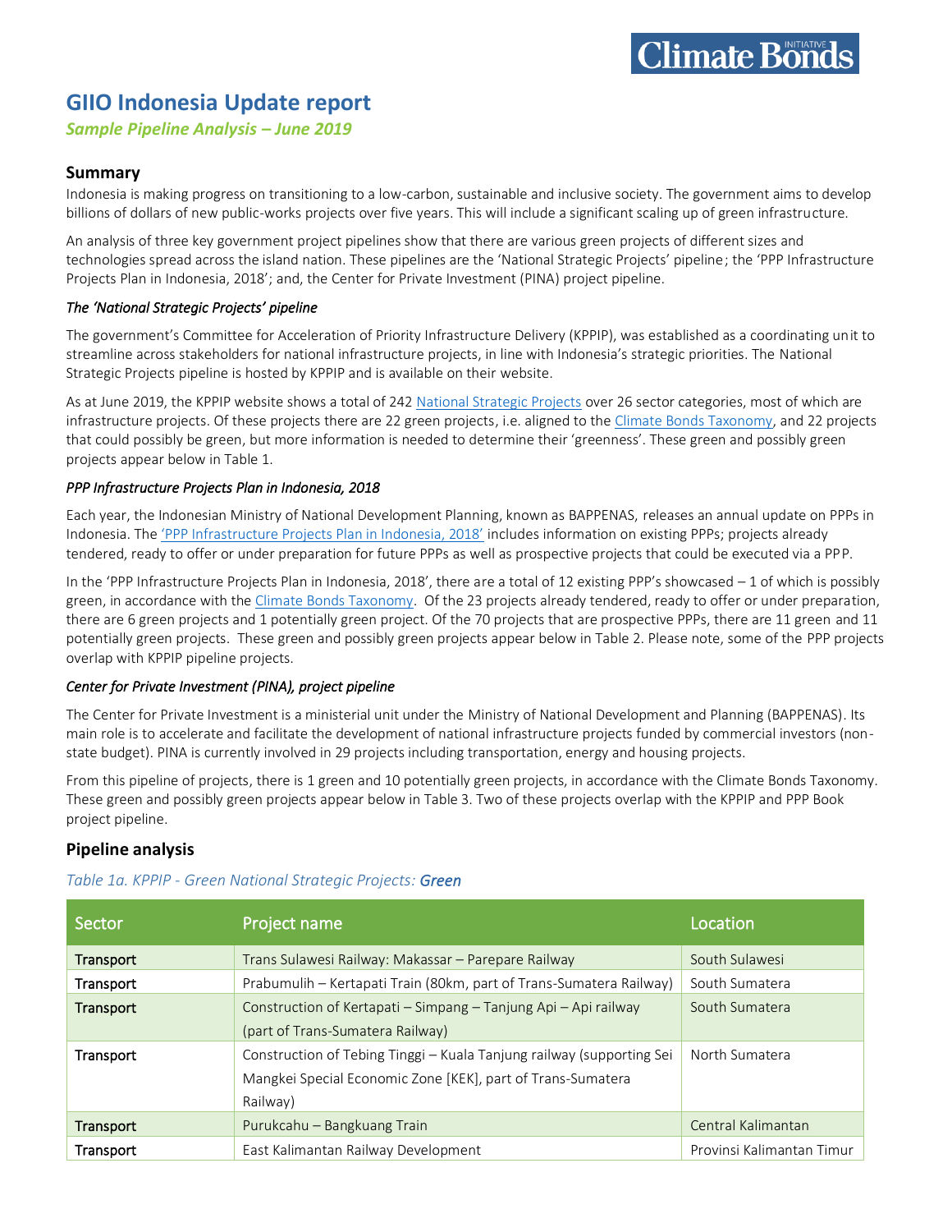# GIIO Indonesia Update report

*Sample Pipeline Analysis – June 2019*

## Summary

Indonesia is making progress on transitioning to a low-carbon, sustainable and inclusive society. The government aims to develop billions of dollars of new public-works projects over five years. This will include a significant scaling up of green infrastructure.

An analysis of three key government project pipelines show that there are various green projects of different sizes and technologies spread across the island nation. These pipelines are the 'National Strategic Projects' pipeline; the 'PPP Infrastructure Projects Plan in Indonesia, 2018'; and, the Center for Private Investment (PINA) project pipeline.

### *The 'National Strategic Projects' pipeline*

The government's Committee for Acceleration of Priority Infrastructure Delivery (KPPIP), was established as a coordinating unit to streamline across stakeholders for national infrastructure projects, in line with Indonesia's strategic priorities. The National Strategic Projects pipeline is hosted by KPPIP and is available on their website.

As at June 2019, the KPPIP website shows a total of 242 National Strategic Projects over 26 sector categories, most of which are infrastructure projects. Of these projects there are 22 green projects, i.e. aligned to the Climate Bonds Taxonomy, and 22 projects that could possibly be green, but more information is needed to determine their 'greenness'. These green and possibly green projects appear below in Table 1.

### *PPP Infrastructure Projects Plan in Indonesia, 2018*

Each year, the Indonesian Ministry of National Development Planning, known as BAPPENAS, releases an annual update on PPPs in Indonesia. The 'PPP Infrastructure Projects Plan in Indonesia, 2018' includes information on existing PPPs; projects already tendered, ready to offer or under preparation for future PPPs as well as prospective projects that could be executed via a PPP.

In the 'PPP Infrastructure Projects Plan in Indonesia, 2018', there are a total of 12 existing PPP's showcased – 1 of which is possibly green, in accordance with the Climate Bonds Taxonomy. Of the 23 projects already tendered, ready to offer or under preparation, there are 6 green projects and 1 potentially green project. Of the 70 projects that are prospective PPPs, there are 11 green and 11 potentially green projects. These green and possibly green projects appear below in Table 2. Please note, some of the PPP projects overlap with KPPIP pipeline projects.

### *Center for Private Investment (PINA), project pipeline*

The Center for Private Investment is a ministerial unit under the Ministry of National Development and Planning (BAPPENAS). Its main role is to accelerate and facilitate the development of national infrastructure projects funded by commercial investors (non-state budget). PINA is currently involved in 29 projects including transportation, energy and housing projects.

From this pipeline of projects, there is 1 green and 10 potentially green projects, in accordance with the Climate Bonds Taxonomy. These green and possibly green projects appear below in Table 3. Two of these projects overlap with the KPPIP and PPP Book project pipeline.

## Pipeline analysis

*Table 1a. KPPIP - Green National Strategic Projects: **Green***

| Sector | Project name | Location |
|---|---|---|
| Transport | Trans Sulawesi Railway: Makassar – Parepare Railway | South Sulawesi |
| Transport | Prabumulih – Kertapati Train (80km, part of Trans-Sumatera Railway) | South Sumatera |
| Transport | Construction of Kertapati – Simpang – Tanjung Api – Api railway (part of Trans-Sumatera Railway) | South Sumatera |
| Transport | Construction of Tebing Tinggi – Kuala Tanjung railway (supporting Sei Mangkei Special Economic Zone [KEK], part of Trans-Sumatera Railway) | North Sumatera |
| Transport | Purukcahu – Bangkuang Train | Central Kalimantan |
| Transport | East Kalimantan Railway Development | Provinsi Kalimantan Timur |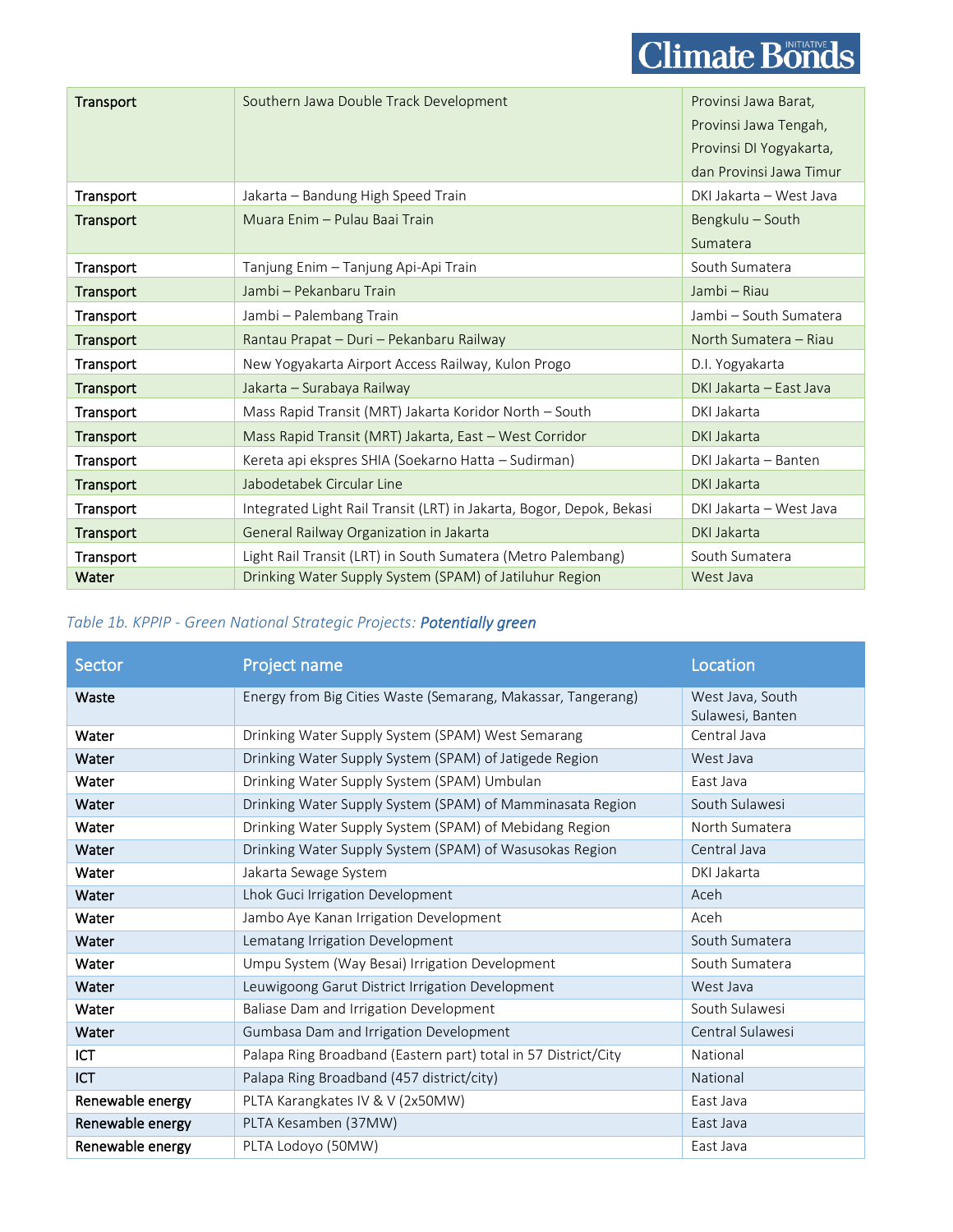| | | |
|---|---|---|
| Transport | Southern Jawa Double Track Development | Provinsi Jawa Barat, Provinsi Jawa Tengah, Provinsi DI Yogyakarta, dan Provinsi Jawa Timur |
| Transport | Jakarta – Bandung High Speed Train | DKI Jakarta – West Java |
| Transport | Muara Enim – Pulau Baai Train | Bengkulu – South Sumatera |
| Transport | Tanjung Enim – Tanjung Api-Api Train | South Sumatera |
| Transport | Jambi – Pekanbaru Train | Jambi – Riau |
| Transport | Jambi – Palembang Train | Jambi – South Sumatera |
| Transport | Rantau Prapat – Duri – Pekanbaru Railway | North Sumatera – Riau |
| Transport | New Yogyakarta Airport Access Railway, Kulon Progo | D.I. Yogyakarta |
| Transport | Jakarta – Surabaya Railway | DKI Jakarta – East Java |
| Transport | Mass Rapid Transit (MRT) Jakarta Koridor North – South | DKI Jakarta |
| Transport | Mass Rapid Transit (MRT) Jakarta, East – West Corridor | DKI Jakarta |
| Transport | Kereta api ekspres SHIA (Soekarno Hatta – Sudirman) | DKI Jakarta – Banten |
| Transport | Jabodetabek Circular Line | DKI Jakarta |
| Transport | Integrated Light Rail Transit (LRT) in Jakarta, Bogor, Depok, Bekasi | DKI Jakarta – West Java |
| Transport | General Railway Organization in Jakarta | DKI Jakarta |
| Transport | Light Rail Transit (LRT) in South Sumatera (Metro Palembang) | South Sumatera |
| Water | Drinking Water Supply System (SPAM) of Jatiluhur Region | West Java |

*Table 1b. KPPIP - Green National Strategic Projects: **Potentially green***

| Sector | Project name | Location |
|---|---|---|
| Waste | Energy from Big Cities Waste (Semarang, Makassar, Tangerang) | West Java, South Sulawesi, Banten |
| Water | Drinking Water Supply System (SPAM) West Semarang | Central Java |
| Water | Drinking Water Supply System (SPAM) of Jatigede Region | West Java |
| Water | Drinking Water Supply System (SPAM) Umbulan | East Java |
| Water | Drinking Water Supply System (SPAM) of Mamminasata Region | South Sulawesi |
| Water | Drinking Water Supply System (SPAM) of Mebidang Region | North Sumatera |
| Water | Drinking Water Supply System (SPAM) of Wasusokas Region | Central Java |
| Water | Jakarta Sewage System | DKI Jakarta |
| Water | Lhok Guci Irrigation Development | Aceh |
| Water | Jambo Aye Kanan Irrigation Development | Aceh |
| Water | Lematang Irrigation Development | South Sumatera |
| Water | Umpu System (Way Besai) Irrigation Development | South Sumatera |
| Water | Leuwigoong Garut District Irrigation Development | West Java |
| Water | Baliase Dam and Irrigation Development | South Sulawesi |
| Water | Gumbasa Dam and Irrigation Development | Central Sulawesi |
| ICT | Palapa Ring Broadband (Eastern part) total in 57 District/City | National |
| ICT | Palapa Ring Broadband (457 district/city) | National |
| Renewable energy | PLTA Karangkates IV & V (2x50MW) | East Java |
| Renewable energy | PLTA Kesamben (37MW) | East Java |
| Renewable energy | PLTA Lodoyo (50MW) | East Java |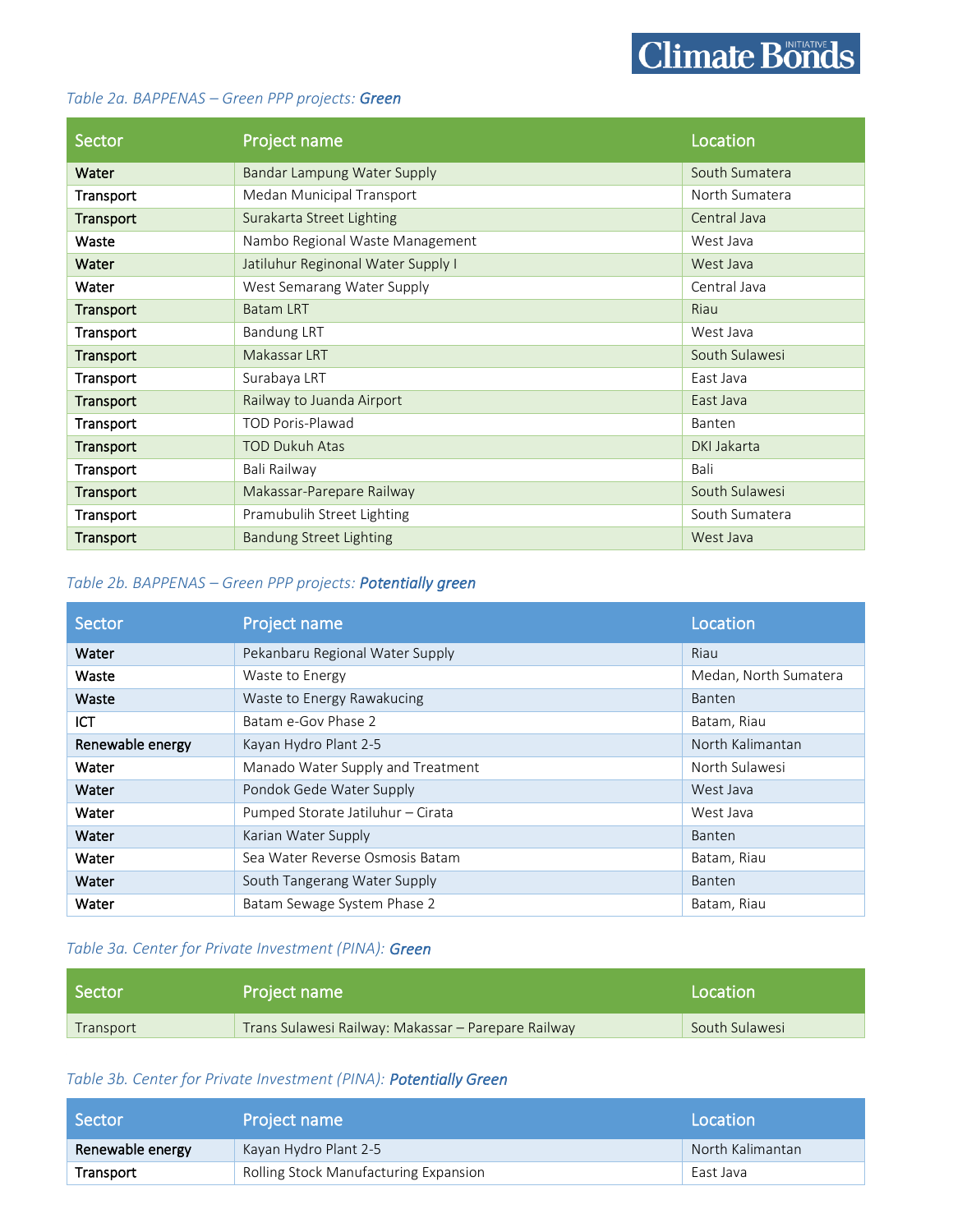*Table 2a. BAPPENAS – Green PPP projects: **Green***

| Sector | Project name | Location |
|---|---|---|
| Water | Bandar Lampung Water Supply | South Sumatera |
| Transport | Medan Municipal Transport | North Sumatera |
| Transport | Surakarta Street Lighting | Central Java |
| Waste | Nambo Regional Waste Management | West Java |
| Water | Jatiluhur Regional Water Supply I | West Java |
| Water | West Semarang Water Supply | Central Java |
| Transport | Batam LRT | Riau |
| Transport | Bandung LRT | West Java |
| Transport | Makassar LRT | South Sulawesi |
| Transport | Surabaya LRT | East Java |
| Transport | Railway to Juanda Airport | East Java |
| Transport | TOD Poris-Plawad | Banten |
| Transport | TOD Dukuh Atas | DKI Jakarta |
| Transport | Bali Railway | Bali |
| Transport | Makassar-Parepare Railway | South Sulawesi |
| Transport | Pramubulih Street Lighting | South Sumatera |
| Transport | Bandung Street Lighting | West Java |

*Table 2b. BAPPENAS – Green PPP projects: **Potentially green***

| Sector | Project name | Location |
|---|---|---|
| Water | Pekanbaru Regional Water Supply | Riau |
| Waste | Waste to Energy | Medan, North Sumatera |
| Waste | Waste to Energy Rawakucing | Banten |
| ICT | Batam e-Gov Phase 2 | Batam, Riau |
| Renewable energy | Kayan Hydro Plant 2-5 | North Kalimantan |
| Water | Manado Water Supply and Treatment | North Sulawesi |
| Water | Pondok Gede Water Supply | West Java |
| Water | Pumped Storate Jatiluhur – Cirata | West Java |
| Water | Karian Water Supply | Banten |
| Water | Sea Water Reverse Osmosis Batam | Batam, Riau |
| Water | South Tangerang Water Supply | Banten |
| Water | Batam Sewage System Phase 2 | Batam, Riau |

*Table 3a. Center for Private Investment (PINA): **Green***

| Sector | Project name | Location |
|---|---|---|
| Transport | Trans Sulawesi Railway: Makassar – Parepare Railway | South Sulawesi |

*Table 3b. Center for Private Investment (PINA): **Potentially Green***

| Sector | Project name | Location |
|---|---|---|
| Renewable energy | Kayan Hydro Plant 2-5 | North Kalimantan |
| Transport | Rolling Stock Manufacturing Expansion | East Java |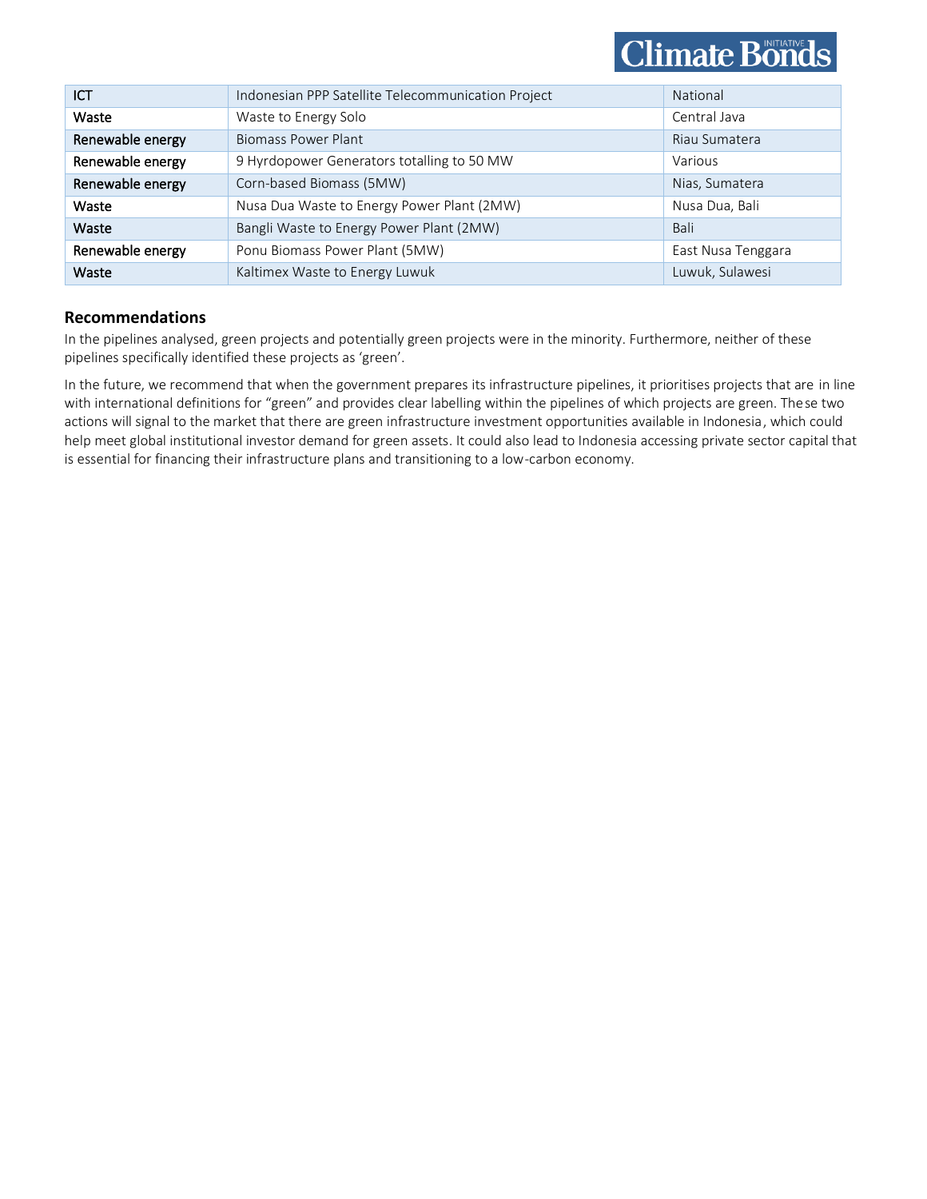| | | |
|---|---|---|
| ICT | Indonesian PPP Satellite Telecommunication Project | National |
| Waste | Waste to Energy Solo | Central Java |
| Renewable energy | Biomass Power Plant | Riau Sumatera |
| Renewable energy | 9 Hyrdopower Generators totalling to 50 MW | Various |
| Renewable energy | Corn-based Biomass (5MW) | Nias, Sumatera |
| Waste | Nusa Dua Waste to Energy Power Plant (2MW) | Nusa Dua, Bali |
| Waste | Bangli Waste to Energy Power Plant (2MW) | Bali |
| Renewable energy | Ponu Biomass Power Plant (5MW) | East Nusa Tenggara |
| Waste | Kaltimex Waste to Energy Luwuk | Luwuk, Sulawesi |

## Recommendations

In the pipelines analysed, green projects and potentially green projects were in the minority. Furthermore, neither of these pipelines specifically identified these projects as 'green'.

In the future, we recommend that when the government prepares its infrastructure pipelines, it prioritises projects that are in line with international definitions for "green" and provides clear labelling within the pipelines of which projects are green. These two actions will signal to the market that there are green infrastructure investment opportunities available in Indonesia, which could help meet global institutional investor demand for green assets. It could also lead to Indonesia accessing private sector capital that is essential for financing their infrastructure plans and transitioning to a low-carbon economy.